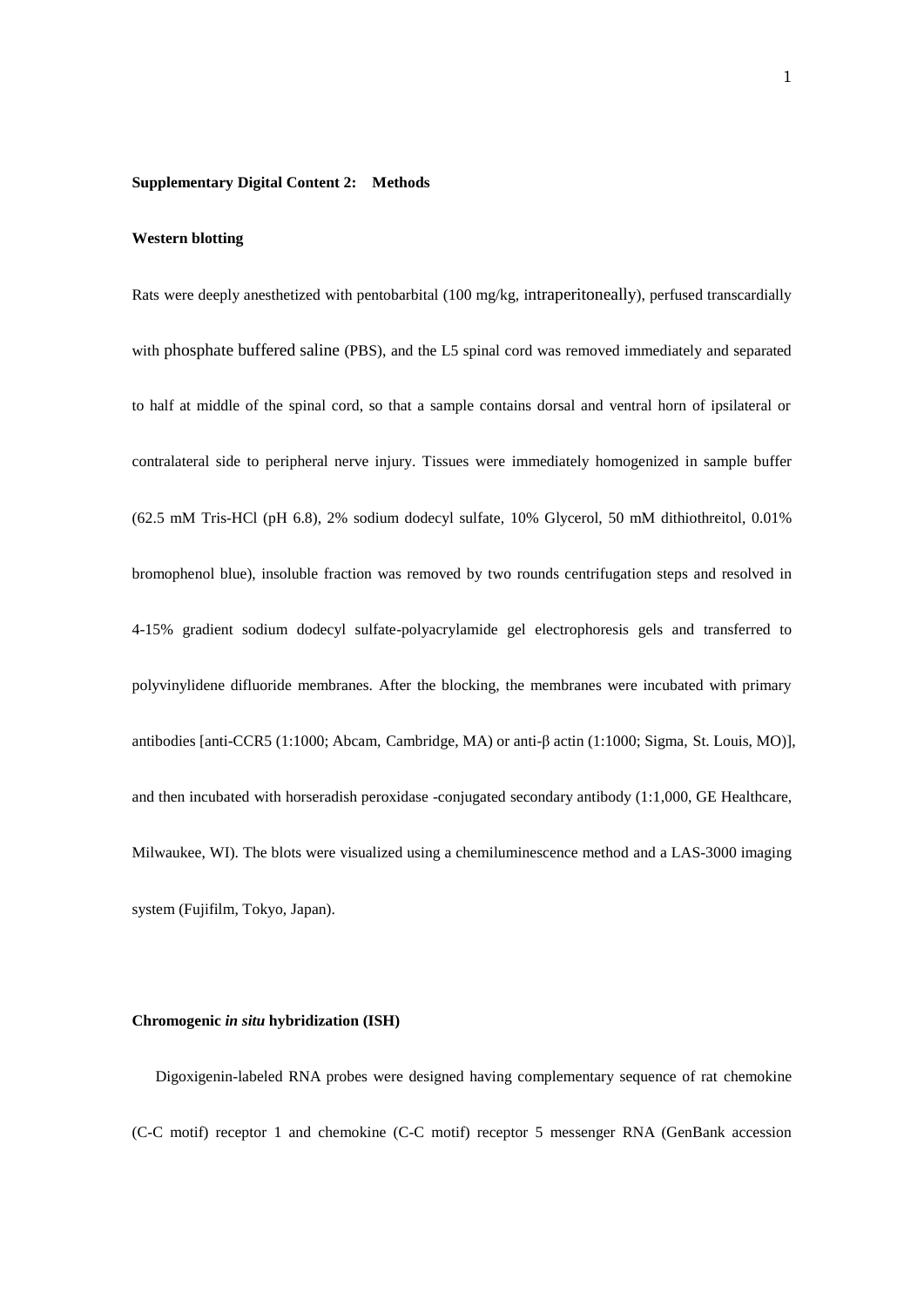**Supplementary Digital Content 2: Methods**

**Western blotting**

Rats were deeply anesthetized with pentobarbital (100 mg/kg, intraperitoneally), perfused transcardially with phosphate buffered saline (PBS), and the L5 spinal cord was removed immediately and separated to half at middle of the spinal cord, so that a sample contains dorsal and ventral horn of ipsilateral or contralateral side to peripheral nerve injury. Tissues were immediately homogenized in sample buffer (62.5 mM Tris-HCl (pH 6.8), 2% sodium dodecyl sulfate, 10% Glycerol, 50 mM dithiothreitol, 0.01% bromophenol blue), insoluble fraction was removed by two rounds centrifugation steps and resolved in 4-15% gradient sodium dodecyl sulfate-polyacrylamide gel electrophoresis gels and transferred to polyvinylidene difluoride membranes. After the blocking, the membranes were incubated with primary antibodies [anti-CCR5 (1:1000; Abcam, Cambridge, MA) or anti-β actin (1:1000; Sigma, St. Louis, MO)], and then incubated with horseradish peroxidase -conjugated secondary antibody (1:1,000, GE Healthcare, Milwaukee, WI). The blots were visualized using a chemiluminescence method and a LAS-3000 imaging system (Fujifilm, Tokyo, Japan).

**Chromogenic *in situ* hybridization (ISH)**

Digoxigenin-labeled RNA probes were designed having complementary sequence of rat chemokine (C-C motif) receptor 1 and chemokine (C-C motif) receptor 5 messenger RNA (GenBank accession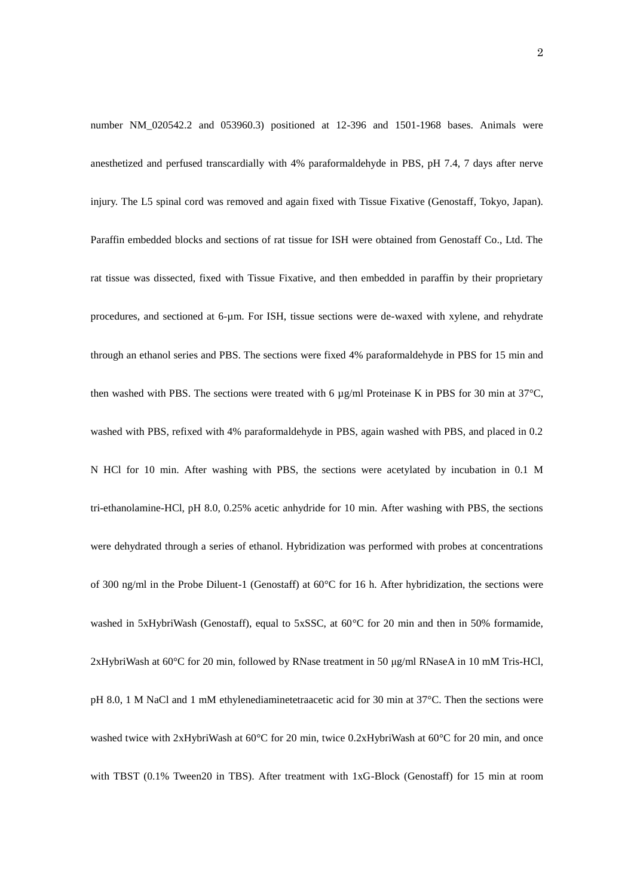number NM_020542.2 and 053960.3) positioned at 12-396 and 1501-1968 bases. Animals were anesthetized and perfused transcardially with 4% paraformaldehyde in PBS, pH 7.4, 7 days after nerve injury. The L5 spinal cord was removed and again fixed with Tissue Fixative (Genostaff, Tokyo, Japan). Paraffin embedded blocks and sections of rat tissue for ISH were obtained from Genostaff Co., Ltd. The rat tissue was dissected, fixed with Tissue Fixative, and then embedded in paraffin by their proprietary procedures, and sectioned at 6-μm. For ISH, tissue sections were de-waxed with xylene, and rehydrate through an ethanol series and PBS. The sections were fixed 4% paraformaldehyde in PBS for 15 min and then washed with PBS. The sections were treated with 6 μg/ml Proteinase K in PBS for 30 min at 37°C, washed with PBS, refixed with 4% paraformaldehyde in PBS, again washed with PBS, and placed in 0.2 N HCl for 10 min. After washing with PBS, the sections were acetylated by incubation in 0.1 M tri-ethanolamine-HCl, pH 8.0, 0.25% acetic anhydride for 10 min. After washing with PBS, the sections were dehydrated through a series of ethanol. Hybridization was performed with probes at concentrations of 300 ng/ml in the Probe Diluent-1 (Genostaff) at 60°C for 16 h. After hybridization, the sections were washed in 5xHybriWash (Genostaff), equal to 5xSSC, at 60°C for 20 min and then in 50% formamide, 2xHybriWash at 60°C for 20 min, followed by RNase treatment in 50 μg/ml RNaseA in 10 mM Tris-HCl, pH 8.0, 1 M NaCl and 1 mM ethylenediaminetetraacetic acid for 30 min at 37°C. Then the sections were washed twice with 2xHybriWash at 60°C for 20 min, twice 0.2xHybriWash at 60°C for 20 min, and once with TBST (0.1% Tween20 in TBS). After treatment with 1xG-Block (Genostaff) for 15 min at room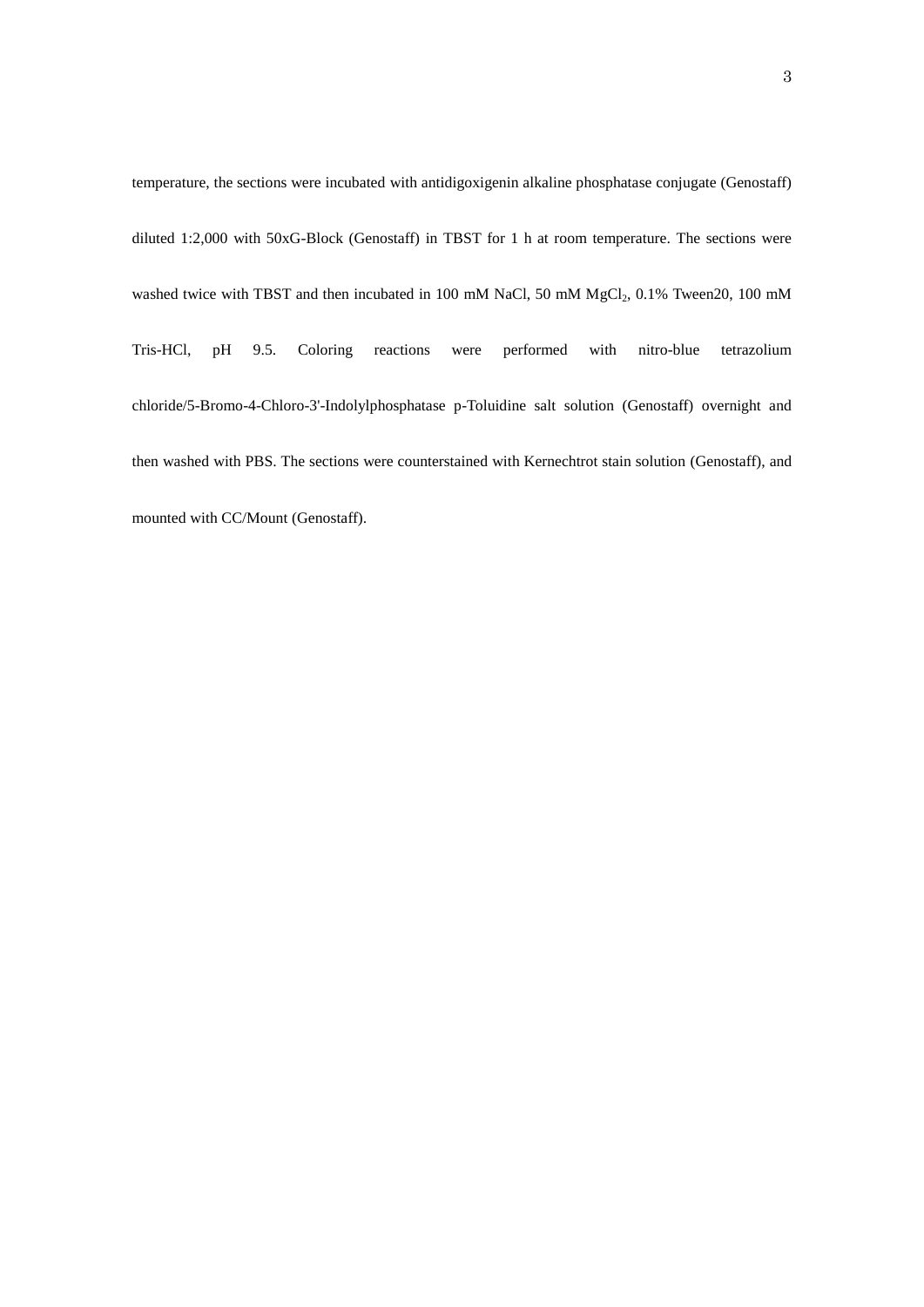temperature, the sections were incubated with antidigoxigenin alkaline phosphatase conjugate (Genostaff) diluted 1:2,000 with 50xG-Block (Genostaff) in TBST for 1 h at room temperature. The sections were washed twice with TBST and then incubated in 100 mM NaCl, 50 mM $MgCl_2$, 0.1% Tween20, 100 mM Tris-HCl, pH 9.5. Coloring reactions were performed with nitro-blue tetrazolium chloride/5-Bromo-4-Chloro-3'-Indolylphosphatase p-Toluidine salt solution (Genostaff) overnight and then washed with PBS. The sections were counterstained with Kernechtrot stain solution (Genostaff), and mounted with CC/Mount (Genostaff).